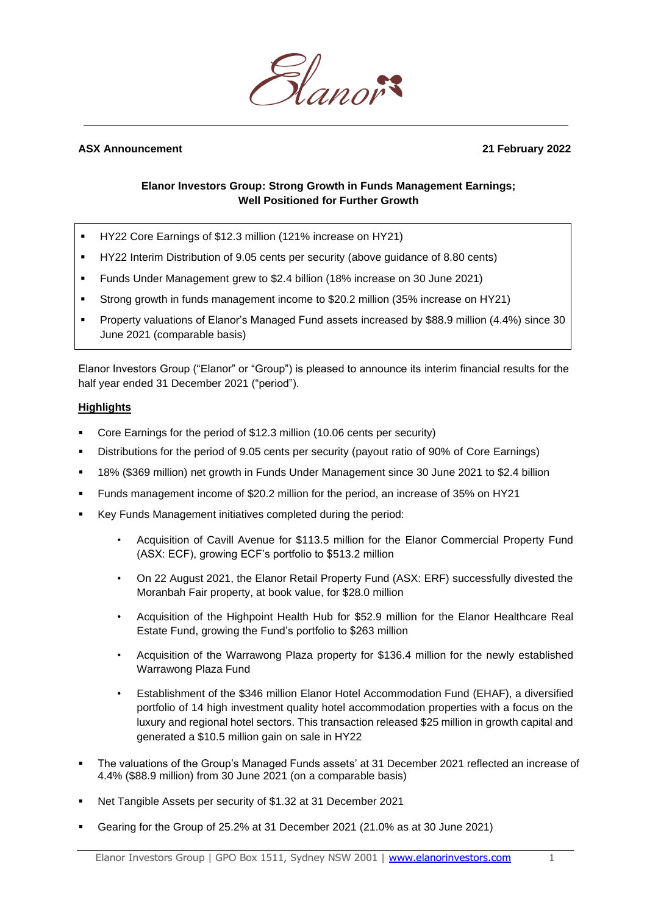Elanor

**ASX Announcement** **21 February 2022**

**Elanor Investors Group: Strong Growth in Funds Management Earnings; Well Positioned for Further Growth**

- HY22 Core Earnings of $12.3 million (121% increase on HY21)
- HY22 Interim Distribution of 9.05 cents per security (above guidance of 8.80 cents)
- Funds Under Management grew to $2.4 billion (18% increase on 30 June 2021)
- Strong growth in funds management income to $20.2 million (35% increase on HY21)
- Property valuations of Elanor's Managed Fund assets increased by $88.9 million (4.4%) since 30 June 2021 (comparable basis)

Elanor Investors Group ("Elanor" or "Group") is pleased to announce its interim financial results for the half year ended 31 December 2021 ("period").

## Highlights

- Core Earnings for the period of $12.3 million (10.06 cents per security)
- Distributions for the period of 9.05 cents per security (payout ratio of 90% of Core Earnings)
- 18% ($369 million) net growth in Funds Under Management since 30 June 2021 to $2.4 billion
- Funds management income of $20.2 million for the period, an increase of 35% on HY21
- Key Funds Management initiatives completed during the period:
  - Acquisition of Cavill Avenue for $113.5 million for the Elanor Commercial Property Fund (ASX: ECF), growing ECF's portfolio to $513.2 million
  - On 22 August 2021, the Elanor Retail Property Fund (ASX: ERF) successfully divested the Moranbah Fair property, at book value, for $28.0 million
  - Acquisition of the Highpoint Health Hub for $52.9 million for the Elanor Healthcare Real Estate Fund, growing the Fund's portfolio to $263 million
  - Acquisition of the Warrawong Plaza property for $136.4 million for the newly established Warrawong Plaza Fund
  - Establishment of the $346 million Elanor Hotel Accommodation Fund (EHAF), a diversified portfolio of 14 high investment quality hotel accommodation properties with a focus on the luxury and regional hotel sectors. This transaction released $25 million in growth capital and generated a $10.5 million gain on sale in HY22
- The valuations of the Group's Managed Funds assets' at 31 December 2021 reflected an increase of 4.4% ($88.9 million) from 30 June 2021 (on a comparable basis)
- Net Tangible Assets per security of $1.32 at 31 December 2021
- Gearing for the Group of 25.2% at 31 December 2021 (21.0% as at 30 June 2021)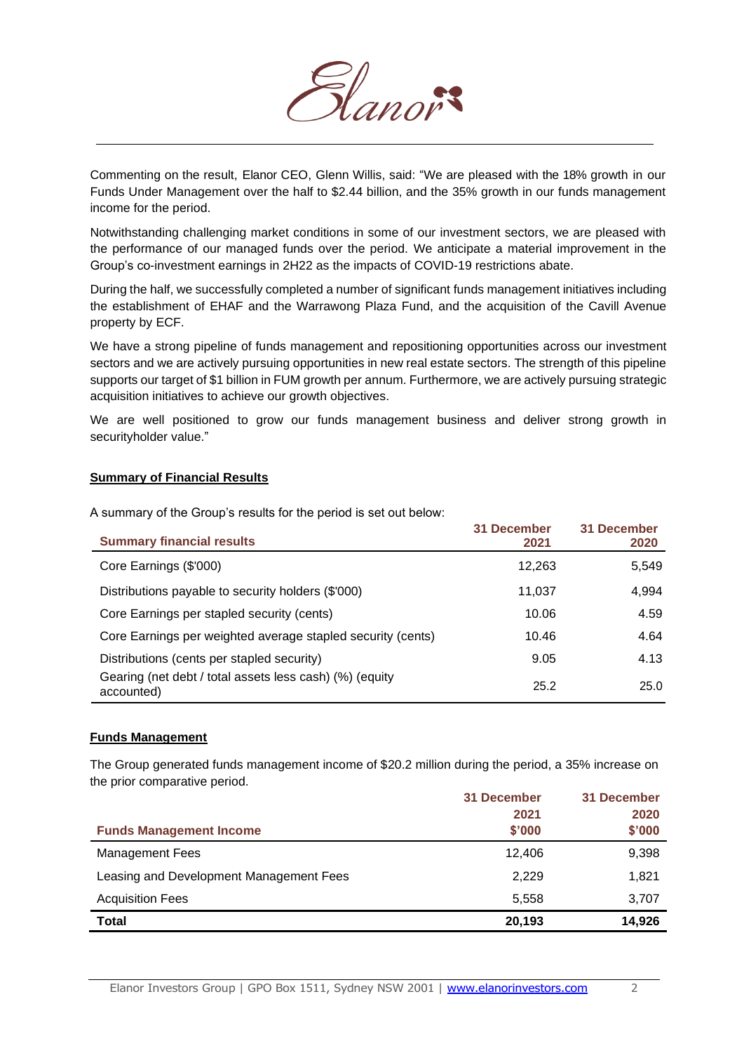Commenting on the result, Elanor CEO, Glenn Willis, said: "We are pleased with the 18% growth in our Funds Under Management over the half to $2.44 billion, and the 35% growth in our funds management income for the period.

Notwithstanding challenging market conditions in some of our investment sectors, we are pleased with the performance of our managed funds over the period. We anticipate a material improvement in the Group's co-investment earnings in 2H22 as the impacts of COVID-19 restrictions abate.

During the half, we successfully completed a number of significant funds management initiatives including the establishment of EHAF and the Warrawong Plaza Fund, and the acquisition of the Cavill Avenue property by ECF.

We have a strong pipeline of funds management and repositioning opportunities across our investment sectors and we are actively pursuing opportunities in new real estate sectors. The strength of this pipeline supports our target of $1 billion in FUM growth per annum. Furthermore, we are actively pursuing strategic acquisition initiatives to achieve our growth objectives.

We are well positioned to grow our funds management business and deliver strong growth in securityholder value."

## Summary of Financial Results

A summary of the Group's results for the period is set out below:

| Summary financial results | 31 December 2021 | 31 December 2020 |
|---|---|---|
| Core Earnings ($'000) | 12,263 | 5,549 |
| Distributions payable to security holders ($'000) | 11,037 | 4,994 |
| Core Earnings per stapled security (cents) | 10.06 | 4.59 |
| Core Earnings per weighted average stapled security (cents) | 10.46 | 4.64 |
| Distributions (cents per stapled security) | 9.05 | 4.13 |
| Gearing (net debt / total assets less cash) (%) (equity accounted) | 25.2 | 25.0 |

## Funds Management

The Group generated funds management income of $20.2 million during the period, a 35% increase on the prior comparative period.

| Funds Management Income | 31 December 2021 $'000 | 31 December 2020 $'000 |
|---|---|---|
| Management Fees | 12,406 | 9,398 |
| Leasing and Development Management Fees | 2,229 | 1,821 |
| Acquisition Fees | 5,558 | 3,707 |
| **Total** | **20,193** | **14,926** |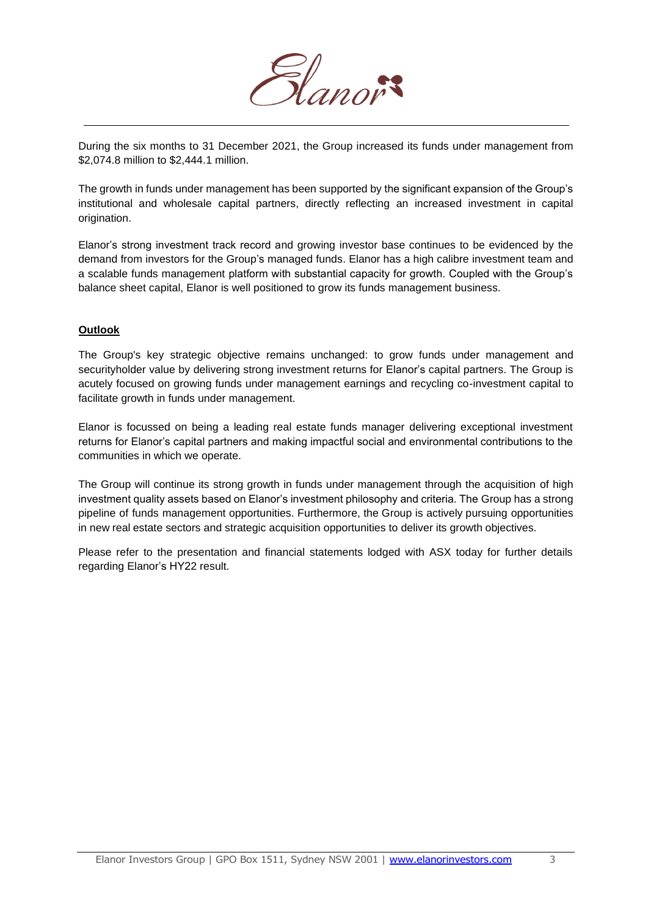During the six months to 31 December 2021, the Group increased its funds under management from $2,074.8 million to $2,444.1 million.

The growth in funds under management has been supported by the significant expansion of the Group's institutional and wholesale capital partners, directly reflecting an increased investment in capital origination.

Elanor's strong investment track record and growing investor base continues to be evidenced by the demand from investors for the Group's managed funds. Elanor has a high calibre investment team and a scalable funds management platform with substantial capacity for growth. Coupled with the Group's balance sheet capital, Elanor is well positioned to grow its funds management business.

**Outlook**

The Group's key strategic objective remains unchanged: to grow funds under management and securityholder value by delivering strong investment returns for Elanor's capital partners. The Group is acutely focused on growing funds under management earnings and recycling co-investment capital to facilitate growth in funds under management.

Elanor is focussed on being a leading real estate funds manager delivering exceptional investment returns for Elanor's capital partners and making impactful social and environmental contributions to the communities in which we operate.

The Group will continue its strong growth in funds under management through the acquisition of high investment quality assets based on Elanor's investment philosophy and criteria. The Group has a strong pipeline of funds management opportunities. Furthermore, the Group is actively pursuing opportunities in new real estate sectors and strategic acquisition opportunities to deliver its growth objectives.

Please refer to the presentation and financial statements lodged with ASX today for further details regarding Elanor's HY22 result.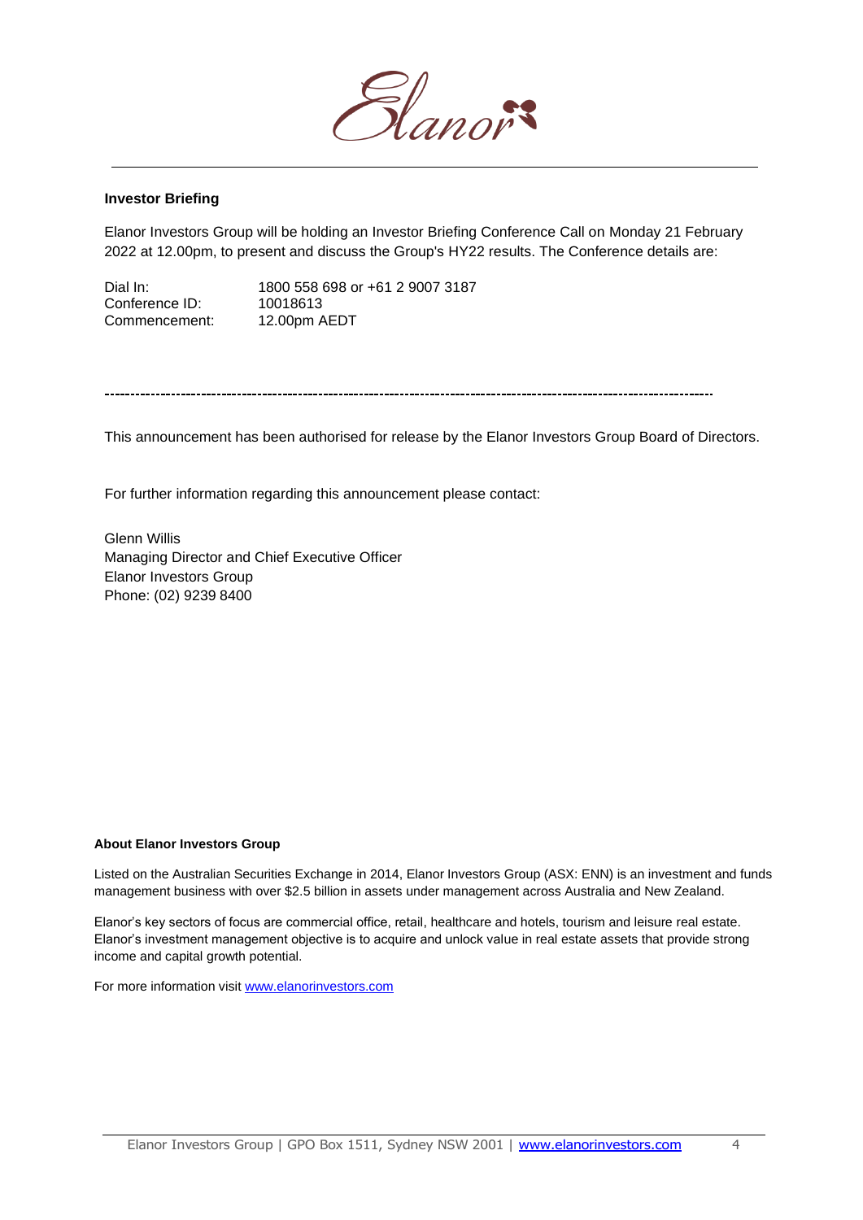**Investor Briefing**

Elanor Investors Group will be holding an Investor Briefing Conference Call on Monday 21 February 2022 at 12.00pm, to present and discuss the Group's HY22 results. The Conference details are:

| | |
|---|---|
| Dial In: | 1800 558 698 or +61 2 9007 3187 |
| Conference ID: | 10018613 |
| Commencement: | 12.00pm AEDT |

---

This announcement has been authorised for release by the Elanor Investors Group Board of Directors.

For further information regarding this announcement please contact:

Glenn Willis
Managing Director and Chief Executive Officer
Elanor Investors Group
Phone: (02) 9239 8400

**About Elanor Investors Group**

Listed on the Australian Securities Exchange in 2014, Elanor Investors Group (ASX: ENN) is an investment and funds management business with over $2.5 billion in assets under management across Australia and New Zealand.

Elanor's key sectors of focus are commercial office, retail, healthcare and hotels, tourism and leisure real estate. Elanor's investment management objective is to acquire and unlock value in real estate assets that provide strong income and capital growth potential.

For more information visit www.elanorinvestors.com